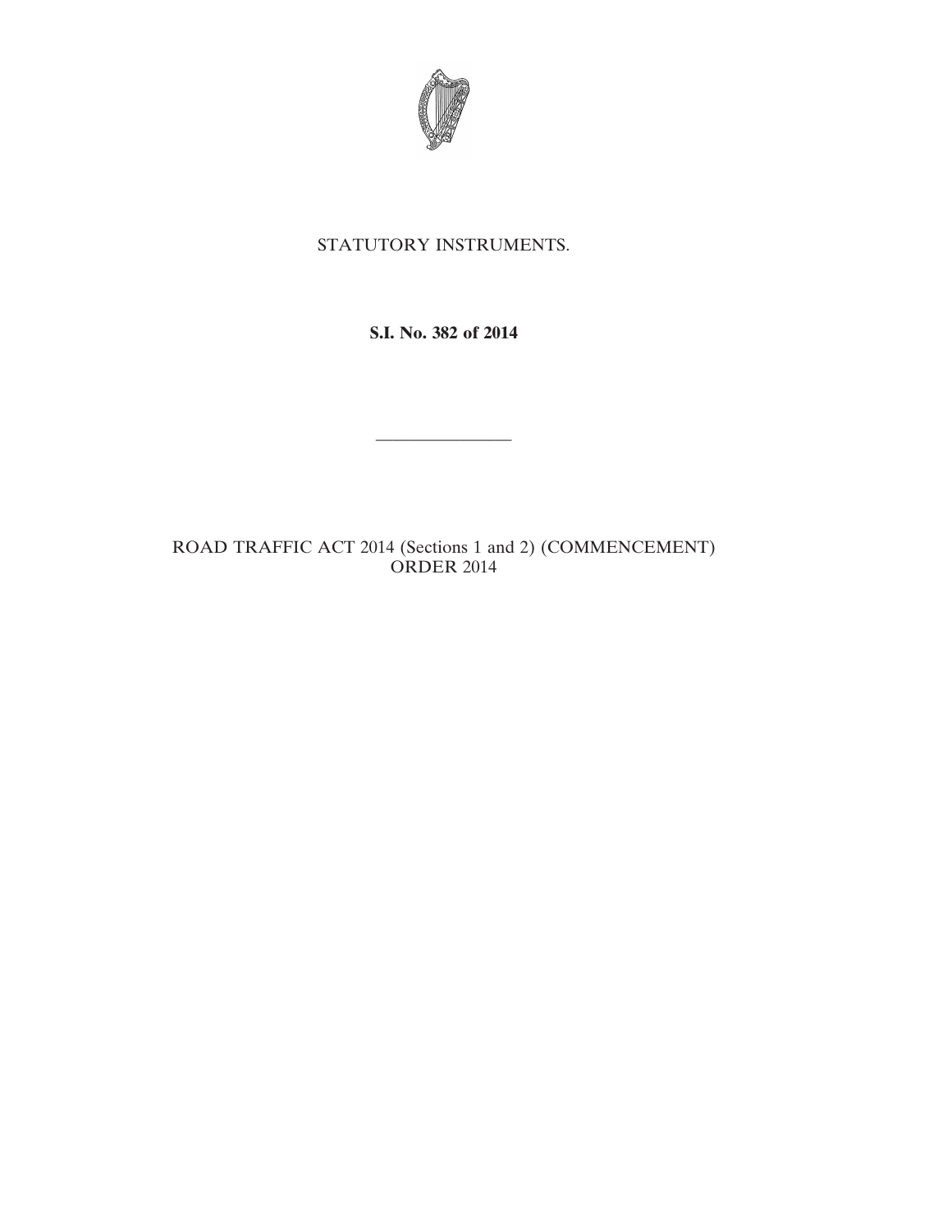STATUTORY INSTRUMENTS.

**S.I. No. 382 of 2014**

---

ROAD TRAFFIC ACT 2014 (Sections 1 and 2) (COMMENCEMENT) ORDER 2014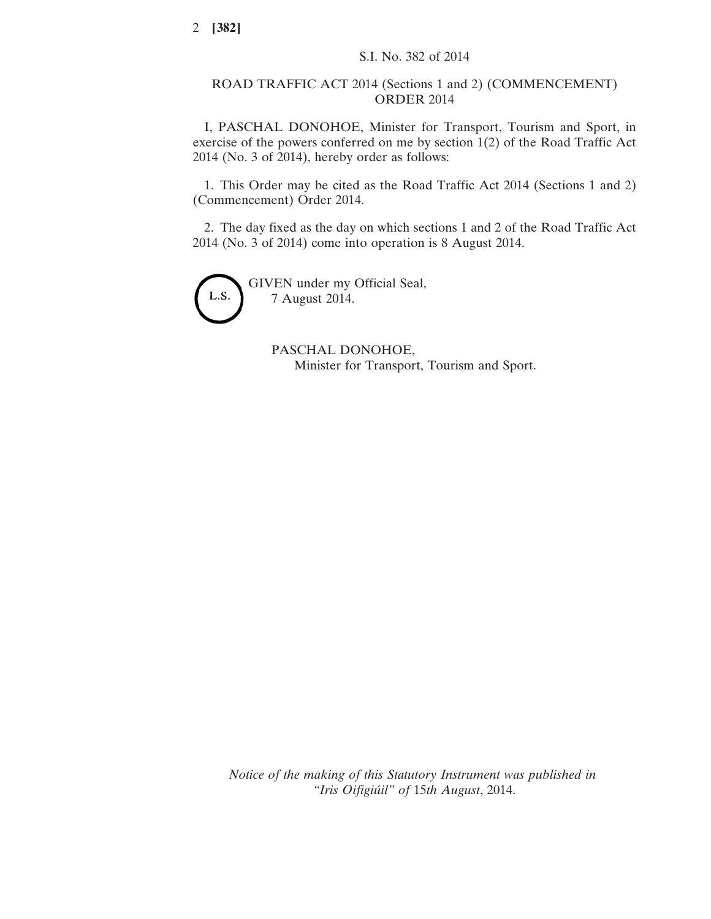S.I. No. 382 of 2014

## ROAD TRAFFIC ACT 2014 (Sections 1 and 2) (COMMENCEMENT) ORDER 2014

I, PASCHAL DONOHOE, Minister for Transport, Tourism and Sport, in exercise of the powers conferred on me by section 1(2) of the Road Traffic Act 2014 (No. 3 of 2014), hereby order as follows:

1. This Order may be cited as the Road Traffic Act 2014 (Sections 1 and 2) (Commencement) Order 2014.

2. The day fixed as the day on which sections 1 and 2 of the Road Traffic Act 2014 (No. 3 of 2014) come into operation is 8 August 2014.

L.S.

GIVEN under my Official Seal,
7 August 2014.

PASCHAL DONOHOE,
Minister for Transport, Tourism and Sport.

*Notice of the making of this Statutory Instrument was published in "Iris Oifigiúil" of 15th August, 2014.*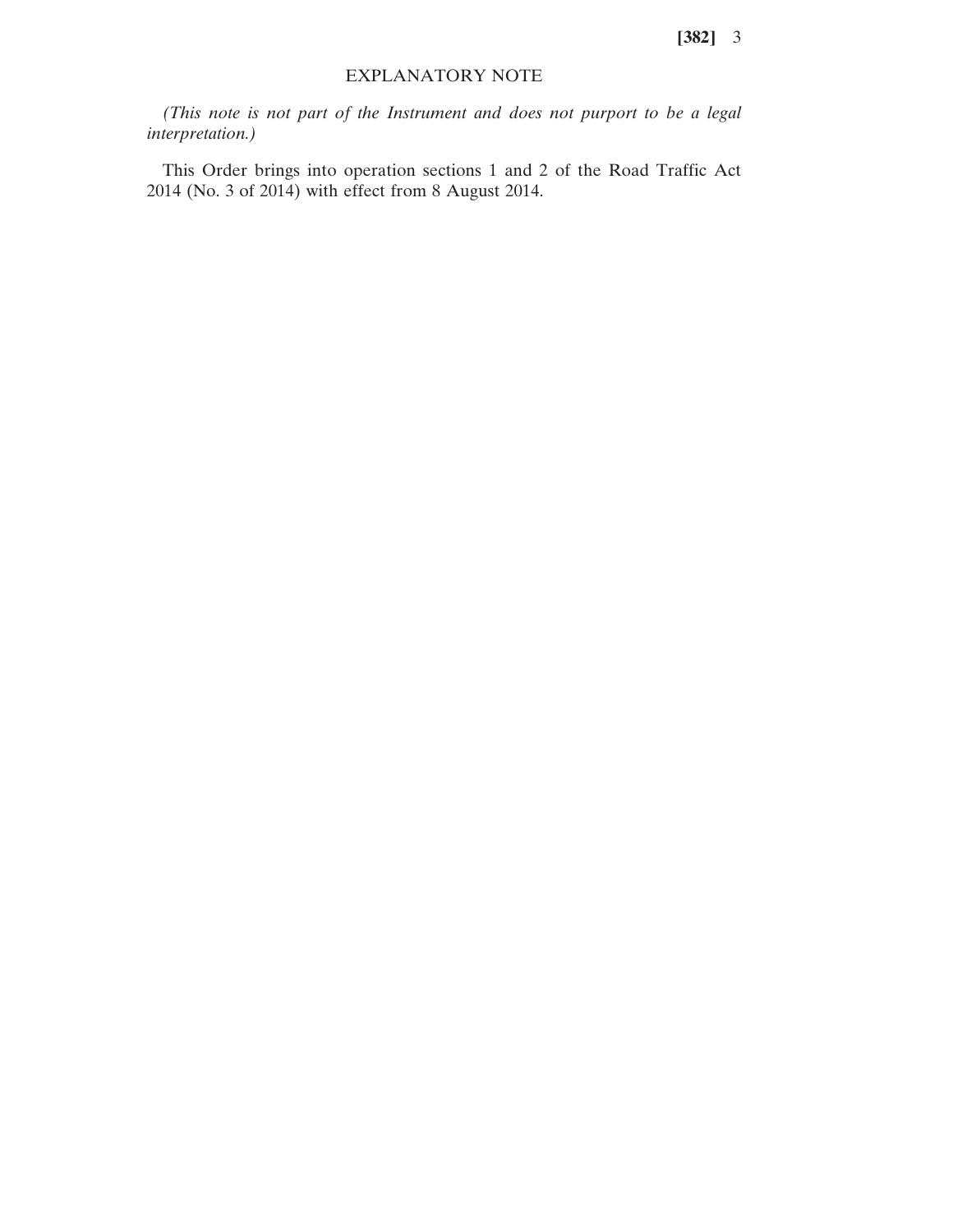## EXPLANATORY NOTE

*(This note is not part of the Instrument and does not purport to be a legal interpretation.)*

This Order brings into operation sections 1 and 2 of the Road Traffic Act 2014 (No. 3 of 2014) with effect from 8 August 2014.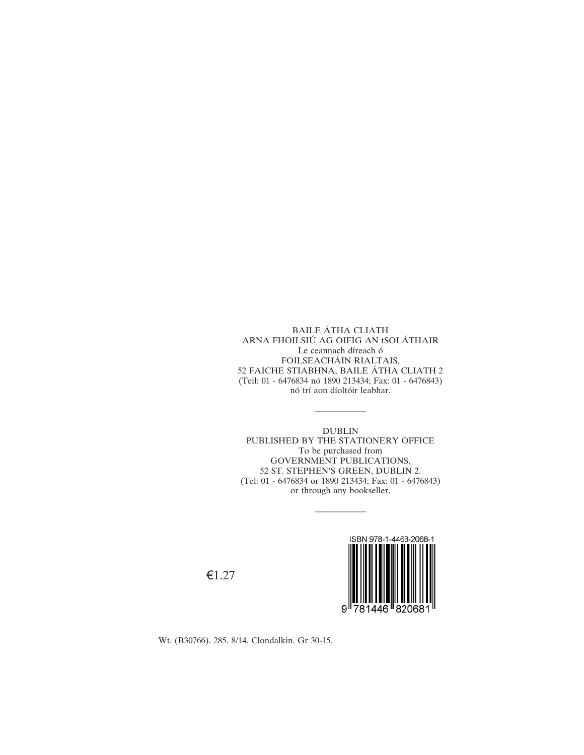BAILE ÁTHA CLIATH
ARNA FHOILSIÚ AG OIFIG AN tSOLÁTHAIR
Le ceannach díreach ó
FOILSEACHÁIN RIALTAIS,
52 FAICHE STIABHNA, BAILE ÁTHA CLIATH 2
(Teil: 01 - 6476834 nó 1890 213434; Fax: 01 - 6476843)
nó trí aon díoltóir leabhar.

---

DUBLIN
PUBLISHED BY THE STATIONERY OFFICE
To be purchased from
GOVERNMENT PUBLICATIONS,
52 ST. STEPHEN'S GREEN, DUBLIN 2.
(Tel: 01 - 6476834 or 1890 213434; Fax: 01 - 6476843)
or through any bookseller.

---

ISBN 978-1-4468-2068-1

9 781446 820681

€1.27

Wt. (B30766). 285. 8/14. Clondalkin. Gr 30-15.